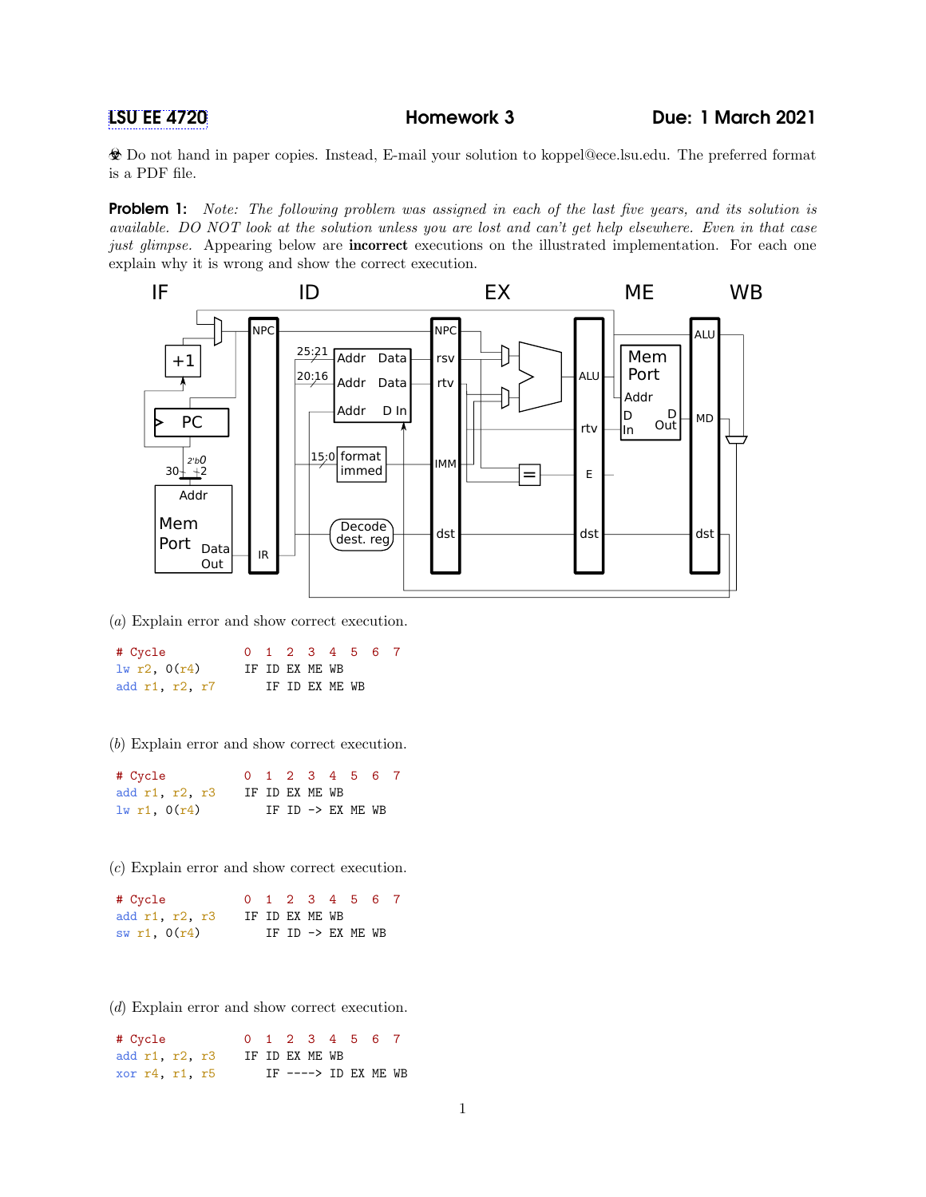LSU EE 4720 **Homework 3** Due: 1 March 2021

☣ Do not hand in paper copies. Instead, E-mail your solution to koppel@ece.lsu.edu. The preferred format is a PDF file.

**Problem 1:** *Note: The following problem was assigned in each of the last five years, and its solution is available. DO NOT look at the solution unless you are lost and can't get help elsewhere. Even in that case just glimpse.* Appearing below are **incorrect** executions on the illustrated implementation. For each one explain why it is wrong and show the correct execution.

(*a*) Explain error and show correct execution.

```
# Cycle           0  1  2  3  4  5  6  7
lw r2, 0(r4)      IF ID EX ME WB
add r1, r2, r7       IF ID EX ME WB
```

(*b*) Explain error and show correct execution.

```
# Cycle           0  1  2  3  4  5  6  7
add r1, r2, r3    IF ID EX ME WB
lw r1, 0(r4)         IF ID -> EX ME WB
```

(*c*) Explain error and show correct execution.

```
# Cycle           0  1  2  3  4  5  6  7
add r1, r2, r3    IF ID EX ME WB
sw r1, 0(r4)         IF ID -> EX ME WB
```

(*d*) Explain error and show correct execution.

```
# Cycle           0  1  2  3  4  5  6  7
add r1, r2, r3    IF ID EX ME WB
xor r4, r1, r5       IF ----> ID EX ME WB
```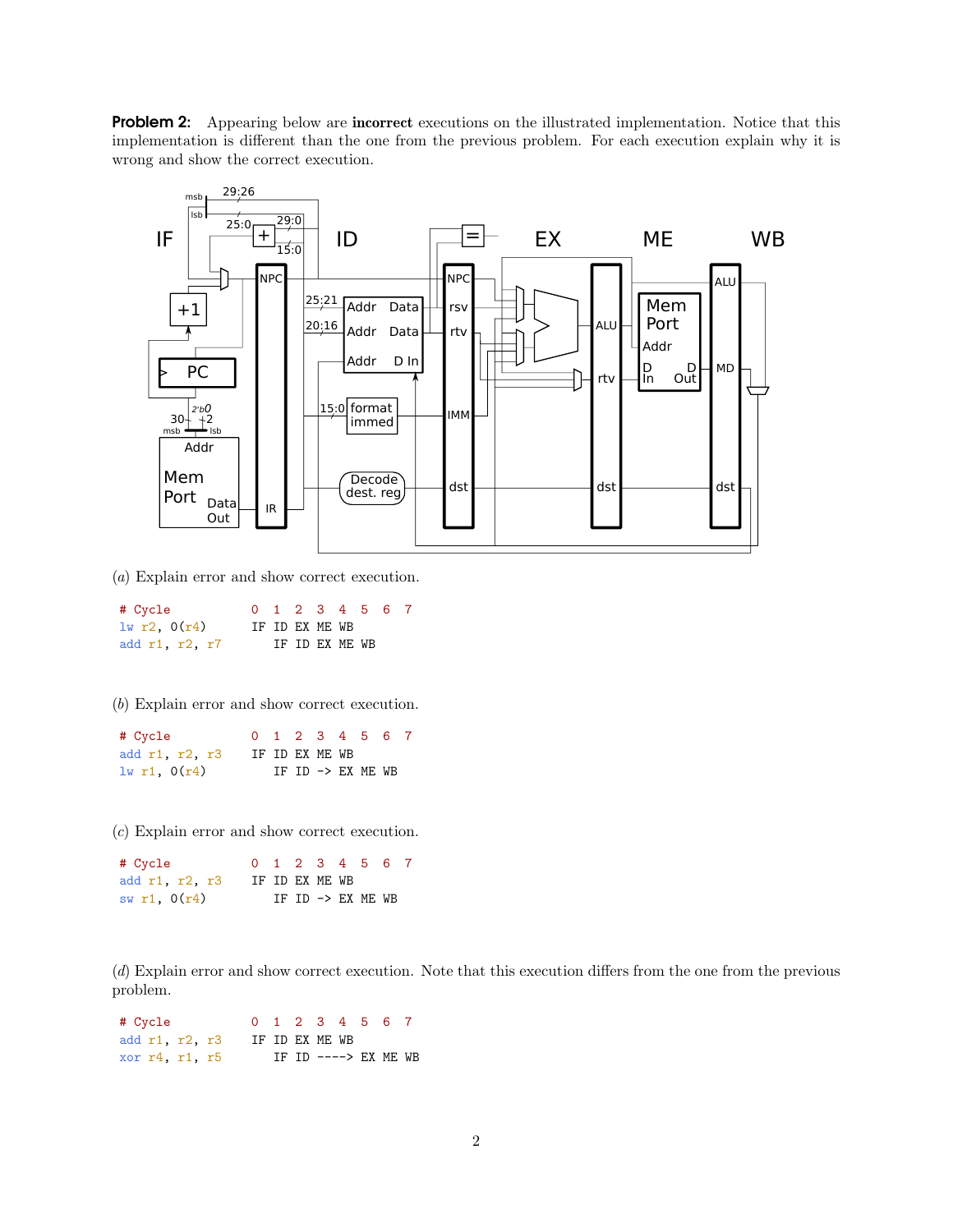**Problem 2:** Appearing below are **incorrect** executions on the illustrated implementation. Notice that this implementation is different than the one from the previous problem. For each execution explain why it is wrong and show the correct execution.

(*a*) Explain error and show correct execution.

```
# Cycle          0  1  2  3  4  5  6  7
lw r2, 0(r4)     IF ID EX ME WB
add r1, r2, r7      IF ID EX ME WB
```

(*b*) Explain error and show correct execution.

```
# Cycle          0  1  2  3  4  5  6  7
add r1, r2, r3   IF ID EX ME WB
lw r1, 0(r4)        IF ID -> EX ME WB
```

(*c*) Explain error and show correct execution.

```
# Cycle          0  1  2  3  4  5  6  7
add r1, r2, r3   IF ID EX ME WB
sw r1, 0(r4)        IF ID -> EX ME WB
```

(*d*) Explain error and show correct execution. Note that this execution differs from the one from the previous problem.

```
# Cycle          0  1  2  3  4  5  6  7
add r1, r2, r3   IF ID EX ME WB
xor r4, r1, r5      IF ID ----> EX ME WB
```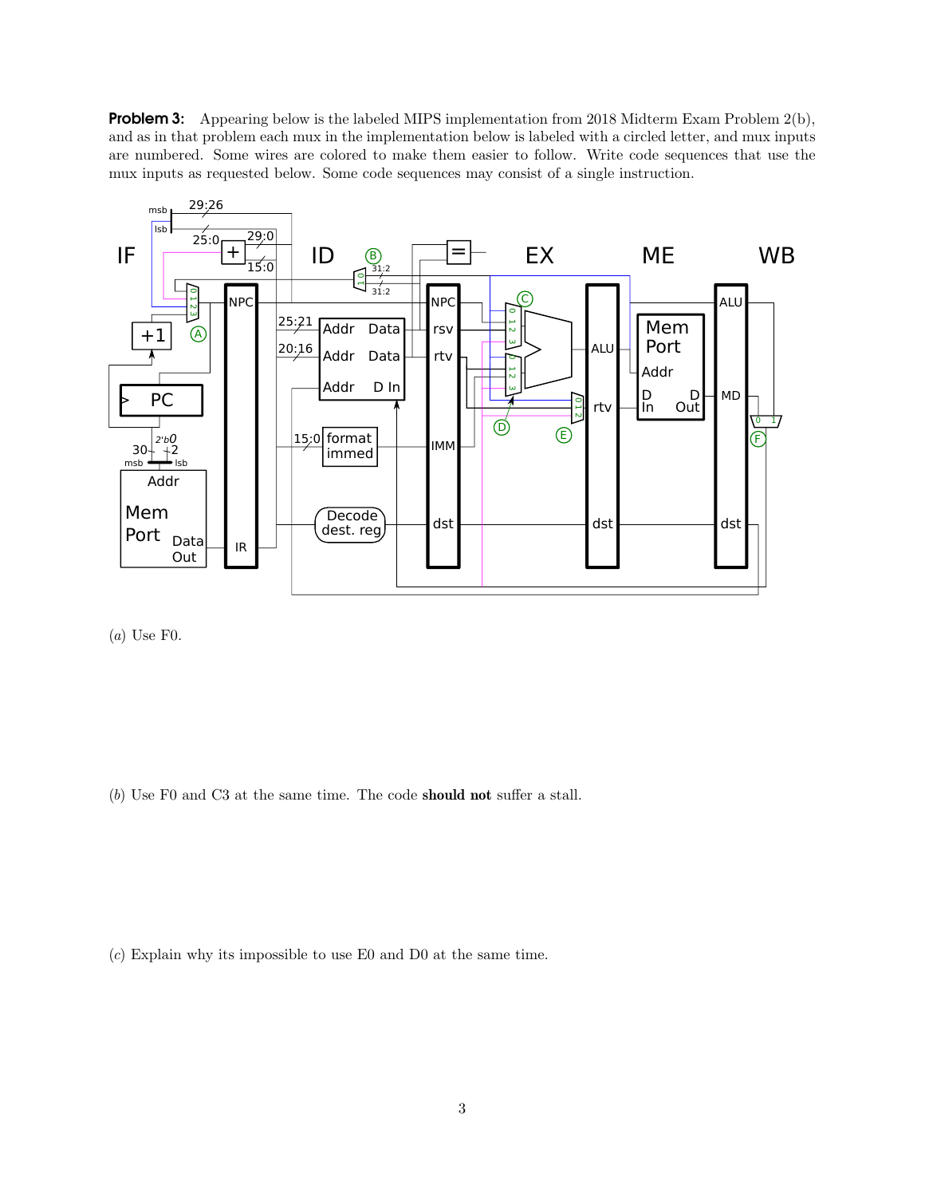**Problem 3:** Appearing below is the labeled MIPS implementation from 2018 Midterm Exam Problem 2(b), and as in that problem each mux in the implementation below is labeled with a circled letter, and mux inputs are numbered. Some wires are colored to make them easier to follow. Write code sequences that use the mux inputs as requested below. Some code sequences may consist of a single instruction.

(*a*) Use F0.

(*b*) Use F0 and C3 at the same time. The code **should not** suffer a stall.

(*c*) Explain why its impossible to use E0 and D0 at the same time.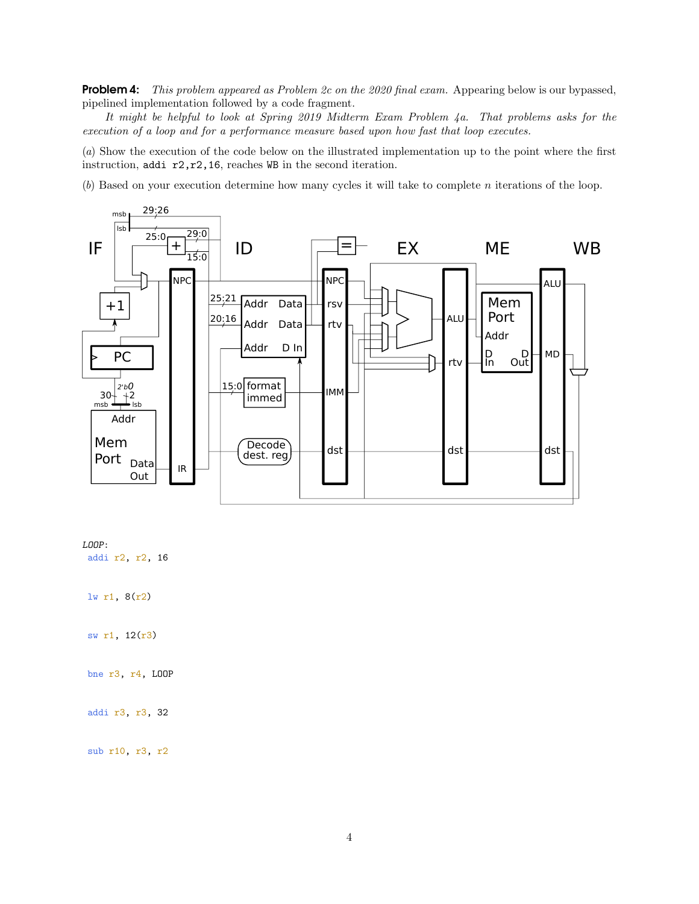**Problem 4:** *This problem appeared as Problem 2c on the 2020 final exam.* Appearing below is our bypassed, pipelined implementation followed by a code fragment.

*It might be helpful to look at Spring 2019 Midterm Exam Problem 4a. That problems asks for the execution of a loop and for a performance measure based upon how fast that loop executes.*

(*a*) Show the execution of the code below on the illustrated implementation up to the point where the first instruction, `addi r2,r2,16`, reaches `WB` in the second iteration.

(*b*) Based on your execution determine how many cycles it will take to complete $n$ iterations of the loop.

IF
ID
EX
ME
WB
msb
lsb
29:26
25:0
29:0
15:0
+
=
+1
PC
NPC
IR
25:21
20:16
Addr
Data
Addr
Data
Addr
D In
15:0
format immed
Decode dest. reg
NPC
rsv
rtv
IMM
dst
ALU
rtv
dst
Mem Port
Addr
D In
D Out
ALU
MD
dst
2'b0
30
2
msb
lsb
Addr
Mem Port
Data Out

```
LOOP:
 addi r2, r2, 16

 lw r1, 8(r2)

 sw r1, 12(r3)

 bne r3, r4, LOOP

 addi r3, r3, 32

 sub r10, r3, r2
```